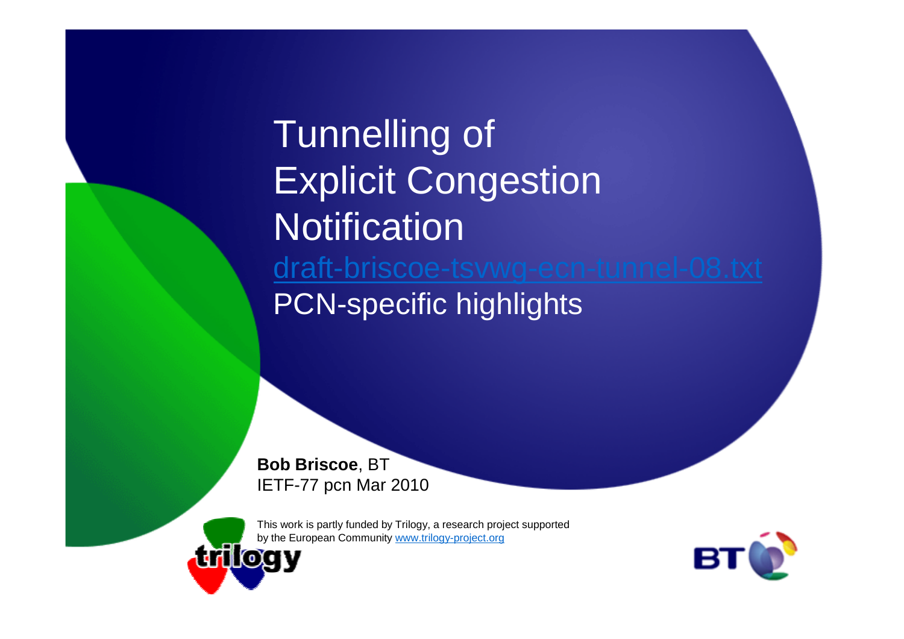# Tunnelling of Explicit Congestion Notification

draft-briscoe-tsvwg-ecn-tunnel-08.txt

PCN-specific highlights

**Bob Briscoe**, BT
IETF-77 pcn Mar 2010

This work is partly funded by Trilogy, a research project supported by the European Community www.trilogy-project.org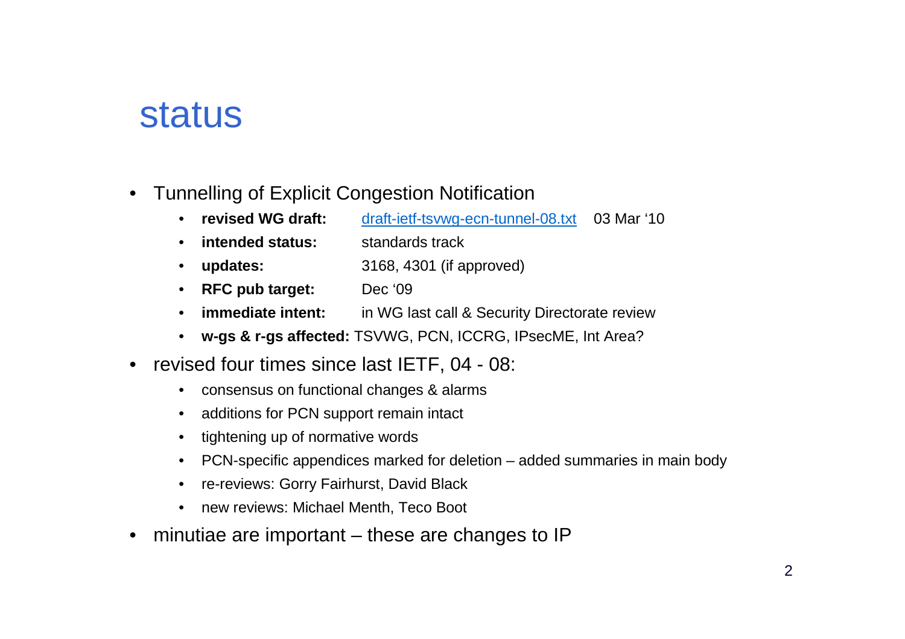# status

- Tunnelling of Explicit Congestion Notification
  - **revised WG draft:** draft-ietf-tsvwg-ecn-tunnel-08.txt 03 Mar '10
  - **intended status:** standards track
  - **updates:** 3168, 4301 (if approved)
  - **RFC pub target:** Dec '09
  - **immediate intent:** in WG last call & Security Directorate review
  - **w-gs & r-gs affected:** TSVWG, PCN, ICCRG, IPsecME, Int Area?
- revised four times since last IETF, 04 - 08:
  - consensus on functional changes & alarms
  - additions for PCN support remain intact
  - tightening up of normative words
  - PCN-specific appendices marked for deletion – added summaries in main body
  - re-reviews: Gorry Fairhurst, David Black
  - new reviews: Michael Menth, Teco Boot
- minutiae are important – these are changes to IP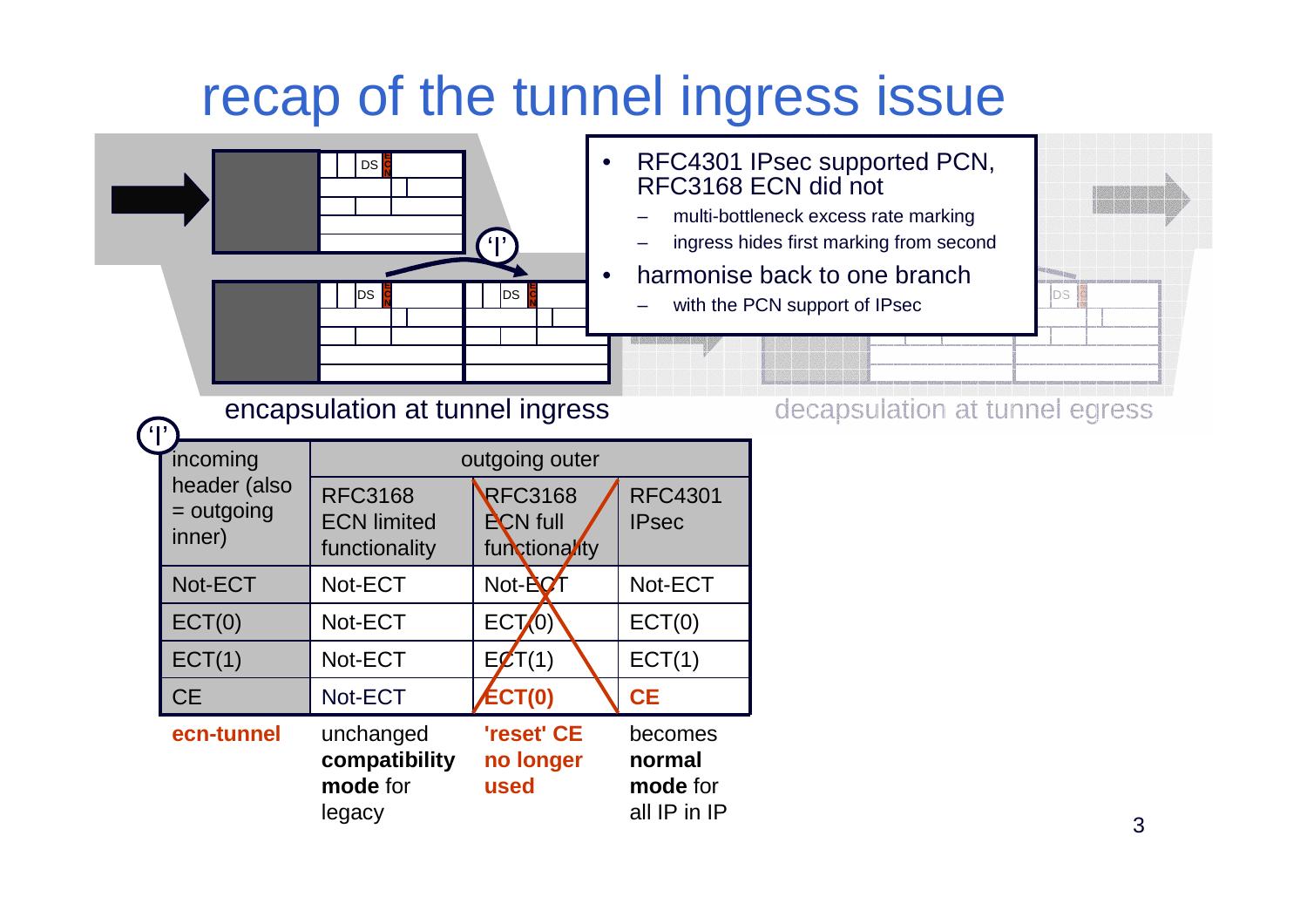# recap of the tunnel ingress issue

- RFC4301 IPsec supported PCN, RFC3168 ECN did not
  - multi-bottleneck excess rate marking
  - ingress hides first marking from second
- harmonise back to one branch
  - with the PCN support of IPsec

encapsulation at tunnel ingress

decapsulation at tunnel egress

| incoming header (also = outgoing inner) | outgoing outer | | |
|---|---|---|---|
| | RFC3168 ECN limited functionality | ~~RFC3168 ECN full functionality~~ | RFC4301 IPsec |
| Not-ECT | Not-ECT | ~~Not-ECT~~ | Not-ECT |
| ECT(0) | Not-ECT | ~~ECT(0)~~ | ECT(0) |
| ECT(1) | Not-ECT | ~~ECT(1)~~ | ECT(1) |
| CE | Not-ECT | ~~**ECT(0)**~~ | **CE** |
| **ecn-tunnel** | unchanged **compatibility mode** for legacy | **'reset' CE no longer used** | becomes **normal mode** for all IP in IP |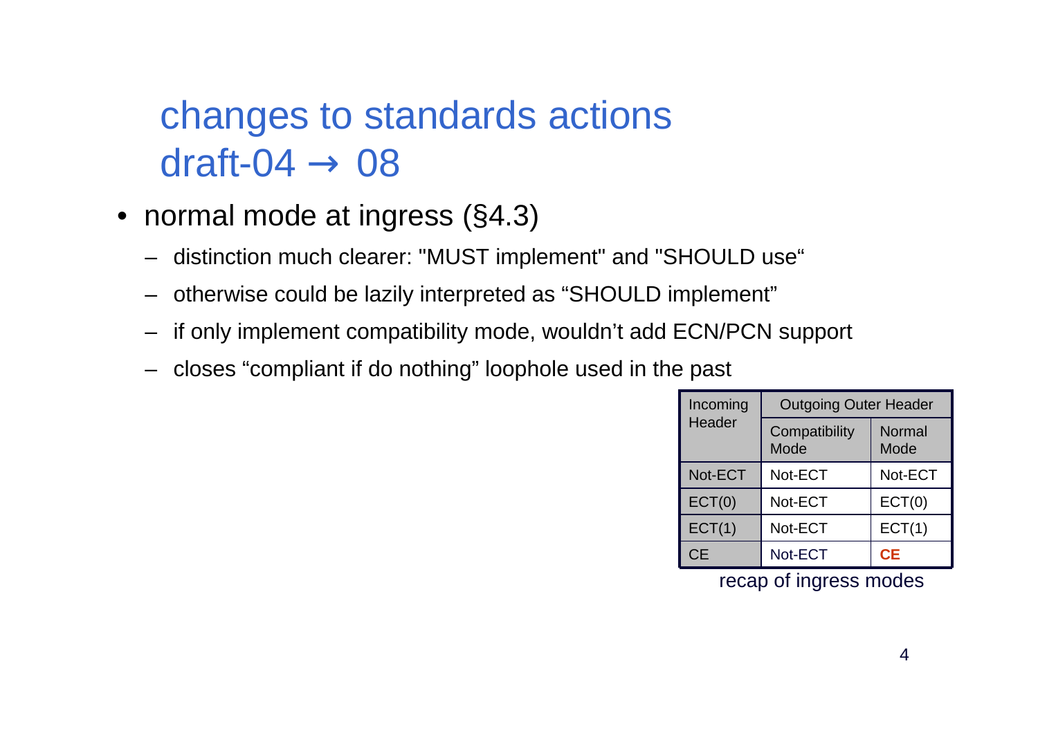# changes to standards actions draft-04 → 08

- normal mode at ingress (§4.3)
  - distinction much clearer: "MUST implement" and "SHOULD use“
  - otherwise could be lazily interpreted as “SHOULD implement”
  - if only implement compatibility mode, wouldn’t add ECN/PCN support
  - closes “compliant if do nothing” loophole used in the past

| Incoming Header | Outgoing Outer Header | |
|---|---|---|
| | Compatibility Mode | Normal Mode |
| Not-ECT | Not-ECT | Not-ECT |
| ECT(0) | Not-ECT | ECT(0) |
| ECT(1) | Not-ECT | ECT(1) |
| CE | Not-ECT | **CE** |

recap of ingress modes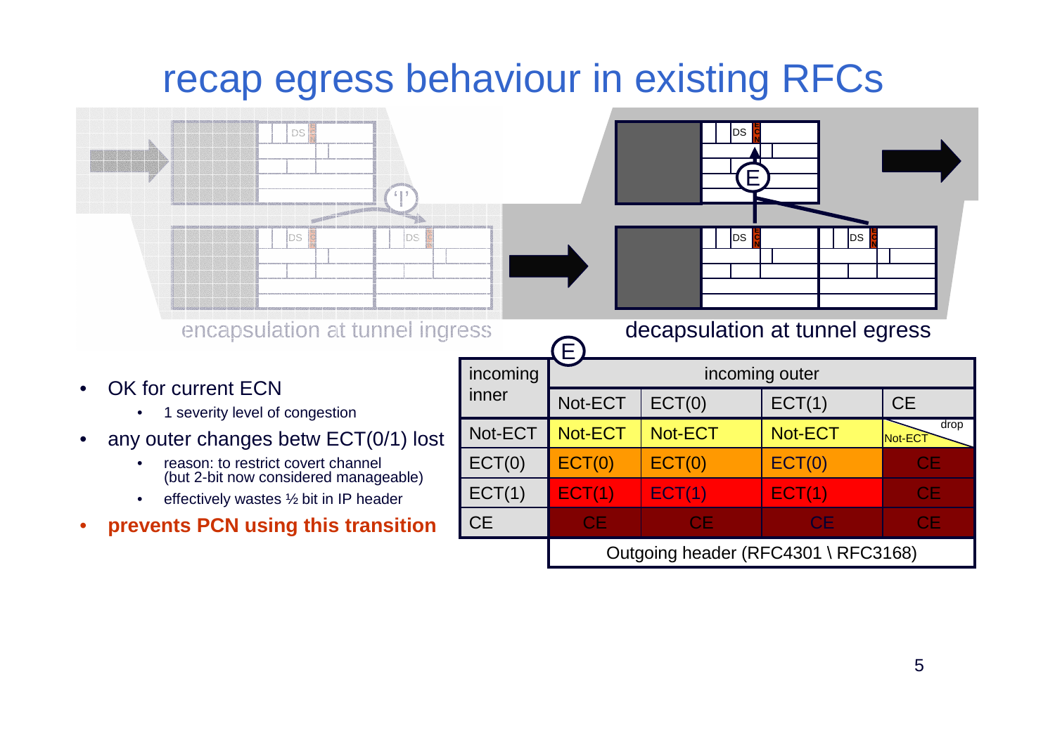# recap egress behaviour in existing RFCs

encapsulation at tunnel ingress

decapsulation at tunnel egress

- OK for current ECN
  - 1 severity level of congestion
- any outer changes betw ECT(0/1) lost
  - reason: to restrict covert channel (but 2-bit now considered manageable)
  - effectively wastes ½ bit in IP header
- **prevents PCN using this transition**

| incoming inner | incoming outer | | | |
|---|---|---|---|---|
| | Not-ECT | ECT(0) | ECT(1) | CE |
| Not-ECT | Not-ECT | Not-ECT | Not-ECT | Not-ECT / drop |
| ECT(0) | ECT(0) | ECT(0) | ECT(0) | CE |
| ECT(1) | ECT(1) | ECT(1) | ECT(1) | CE |
| CE | CE | CE | CE | CE |
| | Outgoing header (RFC4301 \ RFC3168) | | | |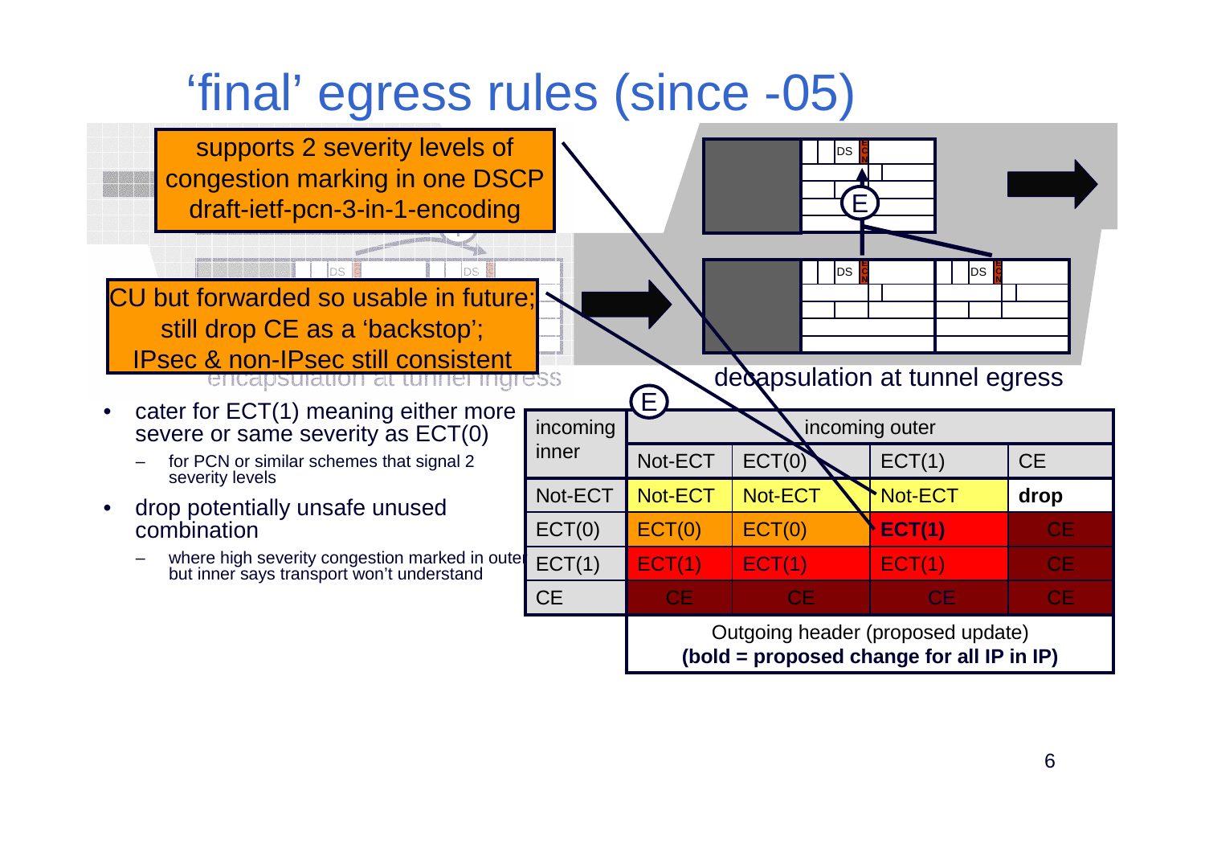# 'final' egress rules (since -05)

supports 2 severity levels of congestion marking in one DSCP
draft-ietf-pcn-3-in-1-encoding

CU but forwarded so usable in future;
still drop CE as a 'backstop';
IPsec & non-IPsec still consistent

encapsulation at tunnel ingress

decapsulation at tunnel egress

- cater for ECT(1) meaning either more severe or same severity as ECT(0)
  - for PCN or similar schemes that signal 2 severity levels
- drop potentially unsafe unused combination
  - where high severity congestion marked in outer but inner says transport won't understand

| incoming inner | incoming outer | | | |
|---|---|---|---|---|
| | Not-ECT | ECT(0) | ECT(1) | CE |
| Not-ECT | Not-ECT | Not-ECT | Not-ECT | **drop** |
| ECT(0) | ECT(0) | ECT(0) | **ECT(1)** | CE |
| ECT(1) | ECT(1) | ECT(1) | ECT(1) | CE |
| CE | CE | CE | CE | CE |

Outgoing header (proposed update)
**(bold = proposed change for all IP in IP)**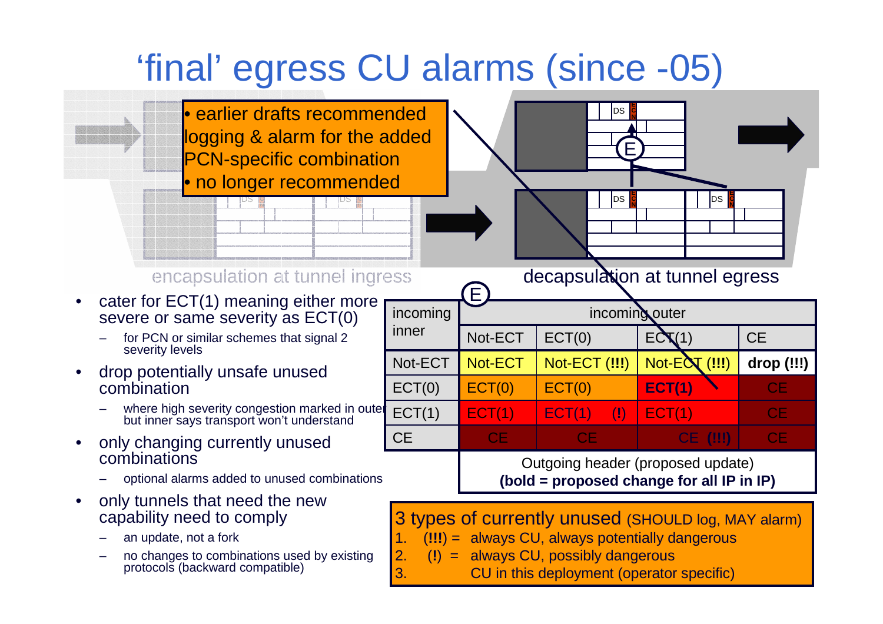# 'final' egress CU alarms (since -05)

- earlier drafts recommended logging & alarm for the added PCN-specific combination
- no longer recommended

encapsulation at tunnel ingress

decapsulation at tunnel egress

- cater for ECT(1) meaning either more severe or same severity as ECT(0)
  - for PCN or similar schemes that signal 2 severity levels
- drop potentially unsafe unused combination
  - where high severity congestion marked in outer but inner says transport won't understand
- only changing currently unused combinations
  - optional alarms added to unused combinations
- only tunnels that need the new capability need to comply
  - an update, not a fork
  - no changes to combinations used by existing protocols (backward compatible)

| incoming inner | incoming outer | | | |
|---|---|---|---|---|
| | Not-ECT | ECT(0) | ECT(1) | CE |
| Not-ECT | Not-ECT | Not-ECT (!!!) | Not-ECT (!!!) | **drop (!!!)** |
| ECT(0) | ECT(0) | ECT(0) | **ECT(1)** | CE |
| ECT(1) | ECT(1) | ECT(1) (!) | ECT(1) | CE |
| CE | CE | CE | CE (!!!) | CE |

Outgoing header (proposed update)
**(bold = proposed change for all IP in IP)**

3 types of currently unused (SHOULD log, MAY alarm)

1. (**!!!**) = always CU, always potentially dangerous
2. (**!**) = always CU, possibly dangerous
3. CU in this deployment (operator specific)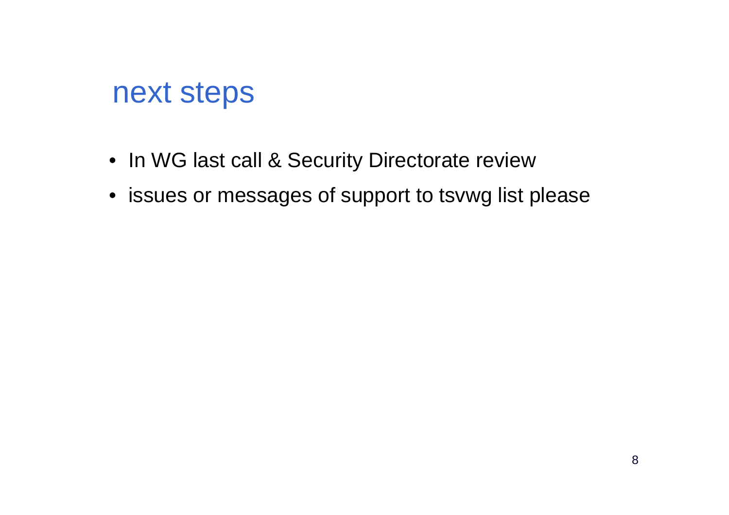# next steps

- In WG last call & Security Directorate review
- issues or messages of support to tsvwg list please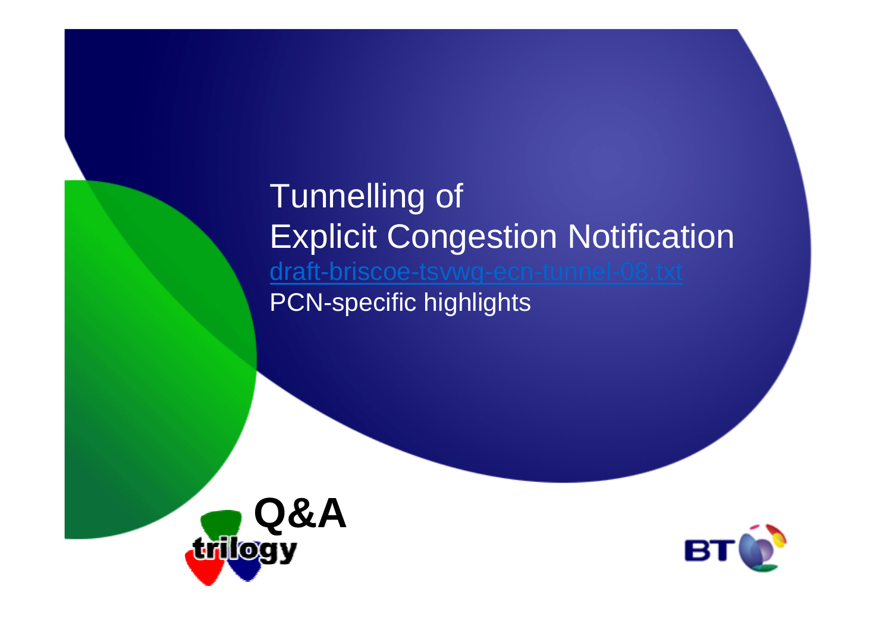# Tunnelling of Explicit Congestion Notification

draft-briscoe-tsvwg-ecn-tunnel-08.txt

PCN-specific highlights

**Q&A**

trilogy

BT